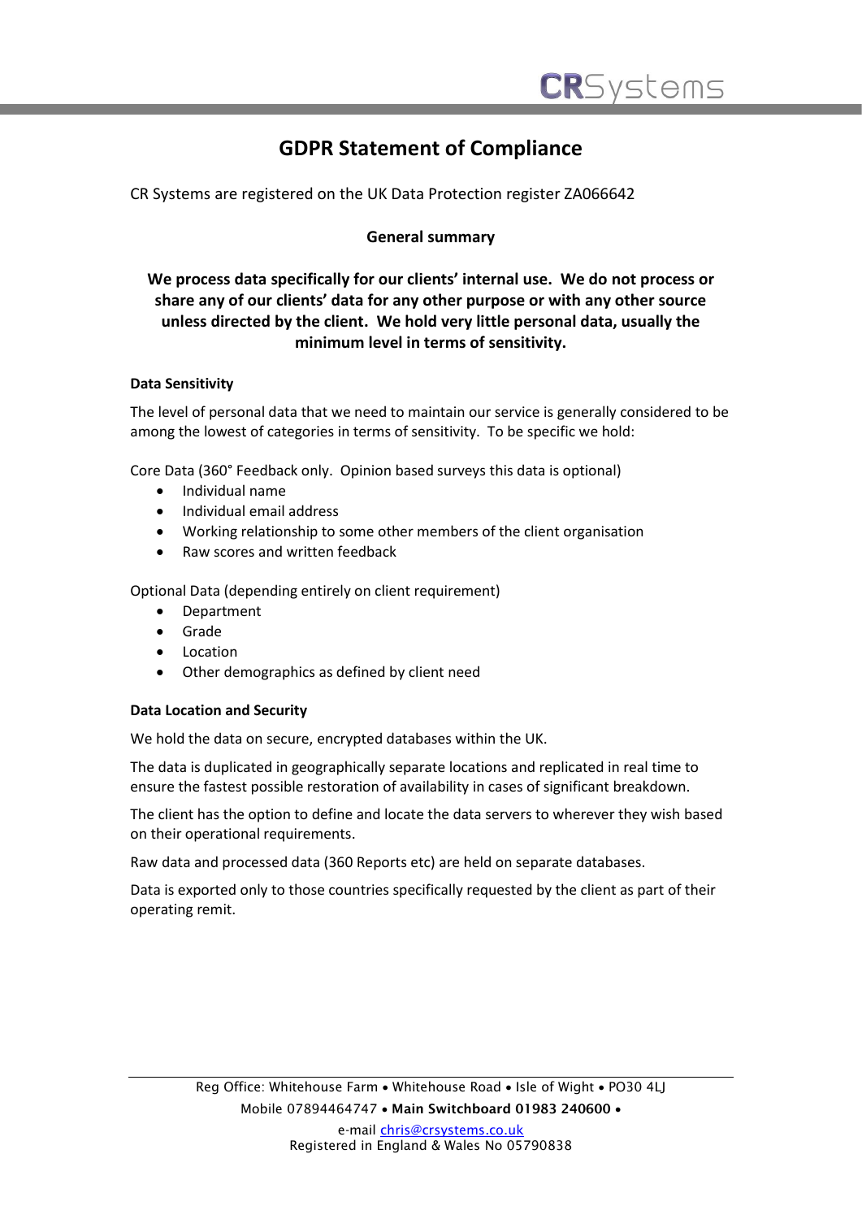# GDPR Statement of Compliance

CR Systems are registered on the UK Data Protection register ZA066642

**General summary**

**We process data specifically for our clients' internal use. We do not process or share any of our clients' data for any other purpose or with any other source unless directed by the client. We hold very little personal data, usually the minimum level in terms of sensitivity.**

### Data Sensitivity

The level of personal data that we need to maintain our service is generally considered to be among the lowest of categories in terms of sensitivity. To be specific we hold:

Core Data (360° Feedback only. Opinion based surveys this data is optional)

- Individual name
- Individual email address
- Working relationship to some other members of the client organisation
- Raw scores and written feedback

Optional Data (depending entirely on client requirement)

- Department
- Grade
- Location
- Other demographics as defined by client need

### Data Location and Security

We hold the data on secure, encrypted databases within the UK.

The data is duplicated in geographically separate locations and replicated in real time to ensure the fastest possible restoration of availability in cases of significant breakdown.

The client has the option to define and locate the data servers to wherever they wish based on their operational requirements.

Raw data and processed data (360 Reports etc) are held on separate databases.

Data is exported only to those countries specifically requested by the client as part of their operating remit.

Reg Office: Whitehouse Farm • Whitehouse Road • Isle of Wight • PO30 4LJ
Mobile 07894464747 • **Main Switchboard 01983 240600** •
e-mail chris@crsystems.co.uk
Registered in England & Wales No 05790838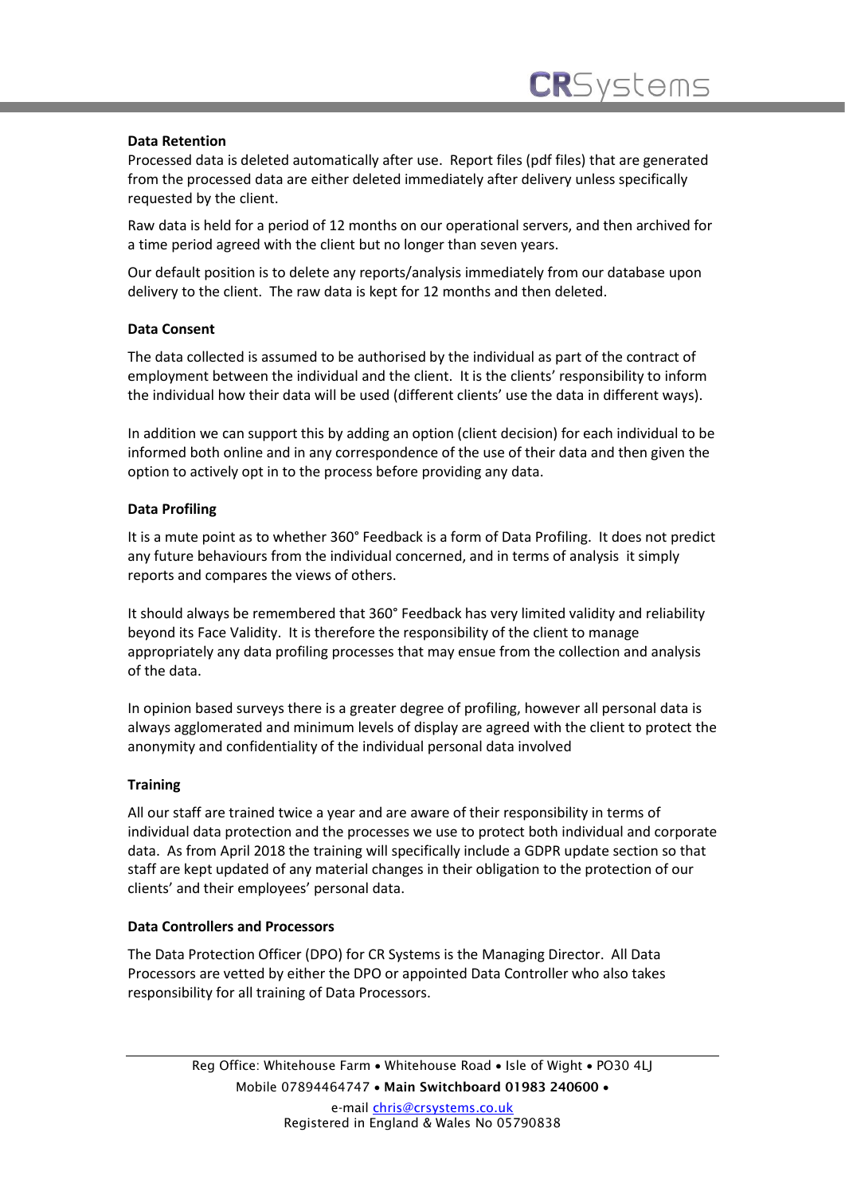### Data Retention

Processed data is deleted automatically after use. Report files (pdf files) that are generated from the processed data are either deleted immediately after delivery unless specifically requested by the client.

Raw data is held for a period of 12 months on our operational servers, and then archived for a time period agreed with the client but no longer than seven years.

Our default position is to delete any reports/analysis immediately from our database upon delivery to the client. The raw data is kept for 12 months and then deleted.

### Data Consent

The data collected is assumed to be authorised by the individual as part of the contract of employment between the individual and the client. It is the clients' responsibility to inform the individual how their data will be used (different clients' use the data in different ways).

In addition we can support this by adding an option (client decision) for each individual to be informed both online and in any correspondence of the use of their data and then given the option to actively opt in to the process before providing any data.

### Data Profiling

It is a mute point as to whether 360° Feedback is a form of Data Profiling. It does not predict any future behaviours from the individual concerned, and in terms of analysis it simply reports and compares the views of others.

It should always be remembered that 360° Feedback has very limited validity and reliability beyond its Face Validity. It is therefore the responsibility of the client to manage appropriately any data profiling processes that may ensue from the collection and analysis of the data.

In opinion based surveys there is a greater degree of profiling, however all personal data is always agglomerated and minimum levels of display are agreed with the client to protect the anonymity and confidentiality of the individual personal data involved

### Training

All our staff are trained twice a year and are aware of their responsibility in terms of individual data protection and the processes we use to protect both individual and corporate data. As from April 2018 the training will specifically include a GDPR update section so that staff are kept updated of any material changes in their obligation to the protection of our clients' and their employees' personal data.

### Data Controllers and Processors

The Data Protection Officer (DPO) for CR Systems is the Managing Director. All Data Processors are vetted by either the DPO or appointed Data Controller who also takes responsibility for all training of Data Processors.